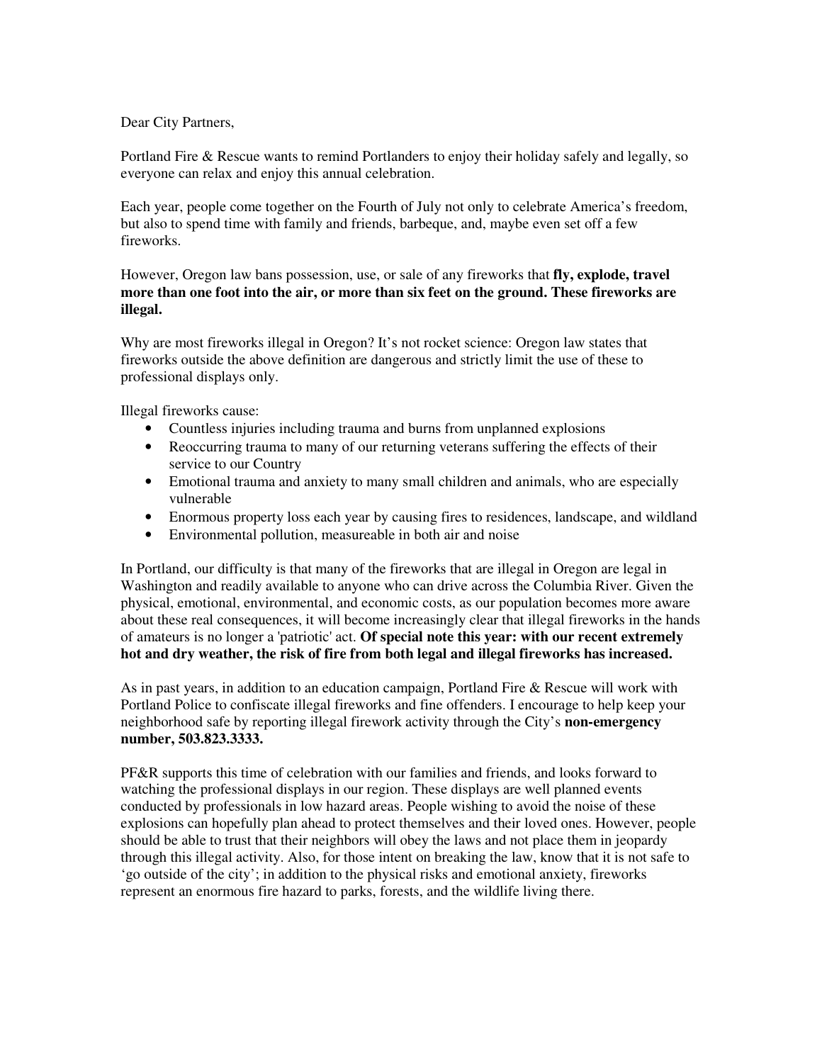Dear City Partners,

Portland Fire & Rescue wants to remind Portlanders to enjoy their holiday safely and legally, so everyone can relax and enjoy this annual celebration.

Each year, people come together on the Fourth of July not only to celebrate America's freedom, but also to spend time with family and friends, barbeque, and, maybe even set off a few fireworks.

However, Oregon law bans possession, use, or sale of any fireworks that **fly, explode, travel more than one foot into the air, or more than six feet on the ground. These fireworks are illegal.**

Why are most fireworks illegal in Oregon? It's not rocket science: Oregon law states that fireworks outside the above definition are dangerous and strictly limit the use of these to professional displays only.

Illegal fireworks cause:

- Countless injuries including trauma and burns from unplanned explosions
- Reoccurring trauma to many of our returning veterans suffering the effects of their service to our Country
- Emotional trauma and anxiety to many small children and animals, who are especially vulnerable
- Enormous property loss each year by causing fires to residences, landscape, and wildland
- Environmental pollution, measureable in both air and noise

In Portland, our difficulty is that many of the fireworks that are illegal in Oregon are legal in Washington and readily available to anyone who can drive across the Columbia River. Given the physical, emotional, environmental, and economic costs, as our population becomes more aware about these real consequences, it will become increasingly clear that illegal fireworks in the hands of amateurs is no longer a 'patriotic' act. **Of special note this year: with our recent extremely hot and dry weather, the risk of fire from both legal and illegal fireworks has increased.**

As in past years, in addition to an education campaign, Portland Fire & Rescue will work with Portland Police to confiscate illegal fireworks and fine offenders. I encourage to help keep your neighborhood safe by reporting illegal firework activity through the City's **non-emergency number, 503.823.3333.**

PF&R supports this time of celebration with our families and friends, and looks forward to watching the professional displays in our region. These displays are well planned events conducted by professionals in low hazard areas. People wishing to avoid the noise of these explosions can hopefully plan ahead to protect themselves and their loved ones. However, people should be able to trust that their neighbors will obey the laws and not place them in jeopardy through this illegal activity. Also, for those intent on breaking the law, know that it is not safe to 'go outside of the city'; in addition to the physical risks and emotional anxiety, fireworks represent an enormous fire hazard to parks, forests, and the wildlife living there.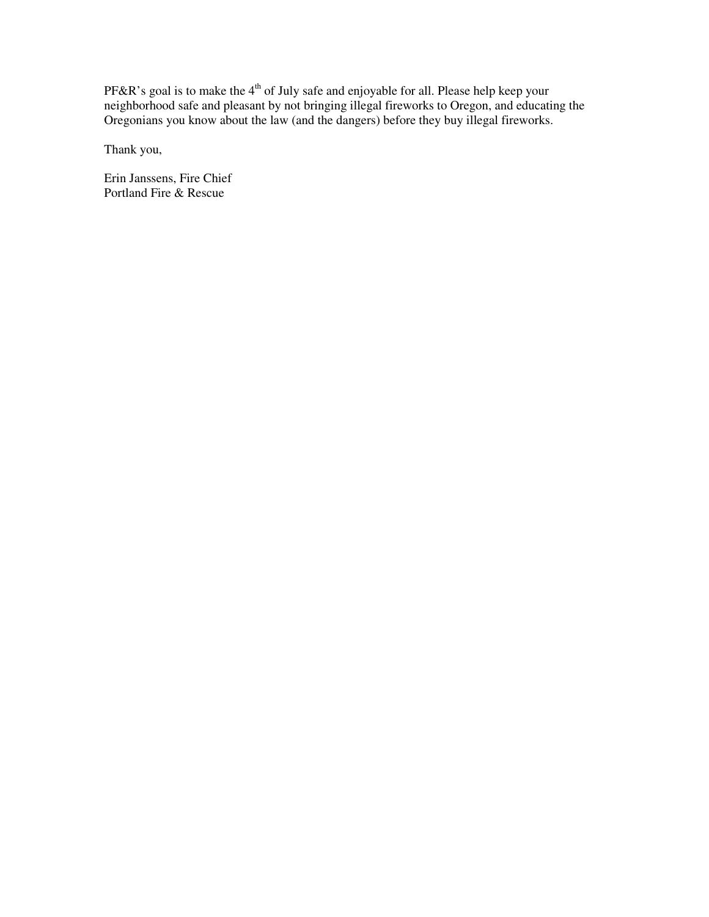PF&R's goal is to make the 4th of July safe and enjoyable for all. Please help keep your neighborhood safe and pleasant by not bringing illegal fireworks to Oregon, and educating the Oregonians you know about the law (and the dangers) before they buy illegal fireworks.

Thank you,

Erin Janssens, Fire Chief
Portland Fire & Rescue